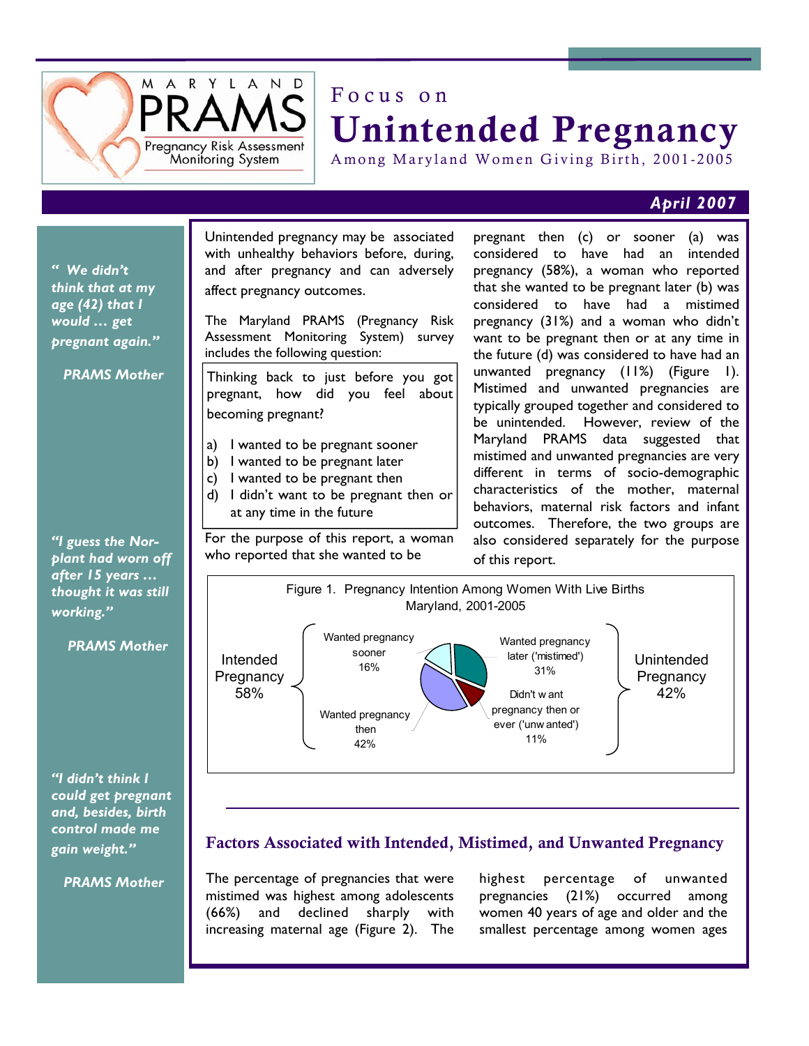MARYLAND PRAMS
Pregnancy Risk Assessment Monitoring System

# Focus on Unintended Pregnancy

### Among Maryland Women Giving Birth, 2001-2005

***April 2007***

*"We didn't think that at my age (42) that I would … get pregnant again."*

***PRAMS Mother***

*"I guess the Nor-plant had worn off after 15 years … thought it was still working."*

***PRAMS Mother***

*"I didn't think I could get pregnant and, besides, birth control made me gain weight."*

***PRAMS Mother***

Unintended pregnancy may be associated with unhealthy behaviors before, during, and after pregnancy and can adversely affect pregnancy outcomes.

The Maryland PRAMS (Pregnancy Risk Assessment Monitoring System) survey includes the following question:

> Thinking back to just before you got pregnant, how did you feel about becoming pregnant?
>
> a) I wanted to be pregnant sooner
> b) I wanted to be pregnant later
> c) I wanted to be pregnant then
> d) I didn't want to be pregnant then or at any time in the future

For the purpose of this report, a woman who reported that she wanted to be pregnant then (c) or sooner (a) was considered to have had an intended pregnancy (58%), a woman who reported that she wanted to be pregnant later (b) was considered to have had a mistimed pregnancy (31%) and a woman who didn't want to be pregnant then or at any time in the future (d) was considered to have had an unwanted pregnancy (11%) (Figure 1). Mistimed and unwanted pregnancies are typically grouped together and considered to be unintended. However, review of the Maryland PRAMS data suggested that mistimed and unwanted pregnancies are very different in terms of socio-demographic characteristics of the mother, maternal behaviors, maternal risk factors and infant outcomes. Therefore, the two groups are also considered separately for the purpose of this report.

Figure 1. Pregnancy Intention Among Women With Live Births Maryland, 2001-2005

| Pregnancy Intention | Category | Percent |
|---|---|---|
| Intended Pregnancy 58% | Wanted pregnancy sooner | 16% |
| | Wanted pregnancy then | 42% |
| Unintended Pregnancy 42% | Wanted pregnancy later ('mistimed') | 31% |
| | Didn't want pregnancy then or ever ('unwanted') | 11% |

## Factors Associated with Intended, Mistimed, and Unwanted Pregnancy

The percentage of pregnancies that were mistimed was highest among adolescents (66%) and declined sharply with increasing maternal age (Figure 2). The highest percentage of unwanted pregnancies (21%) occurred among women 40 years of age and older and the smallest percentage among women ages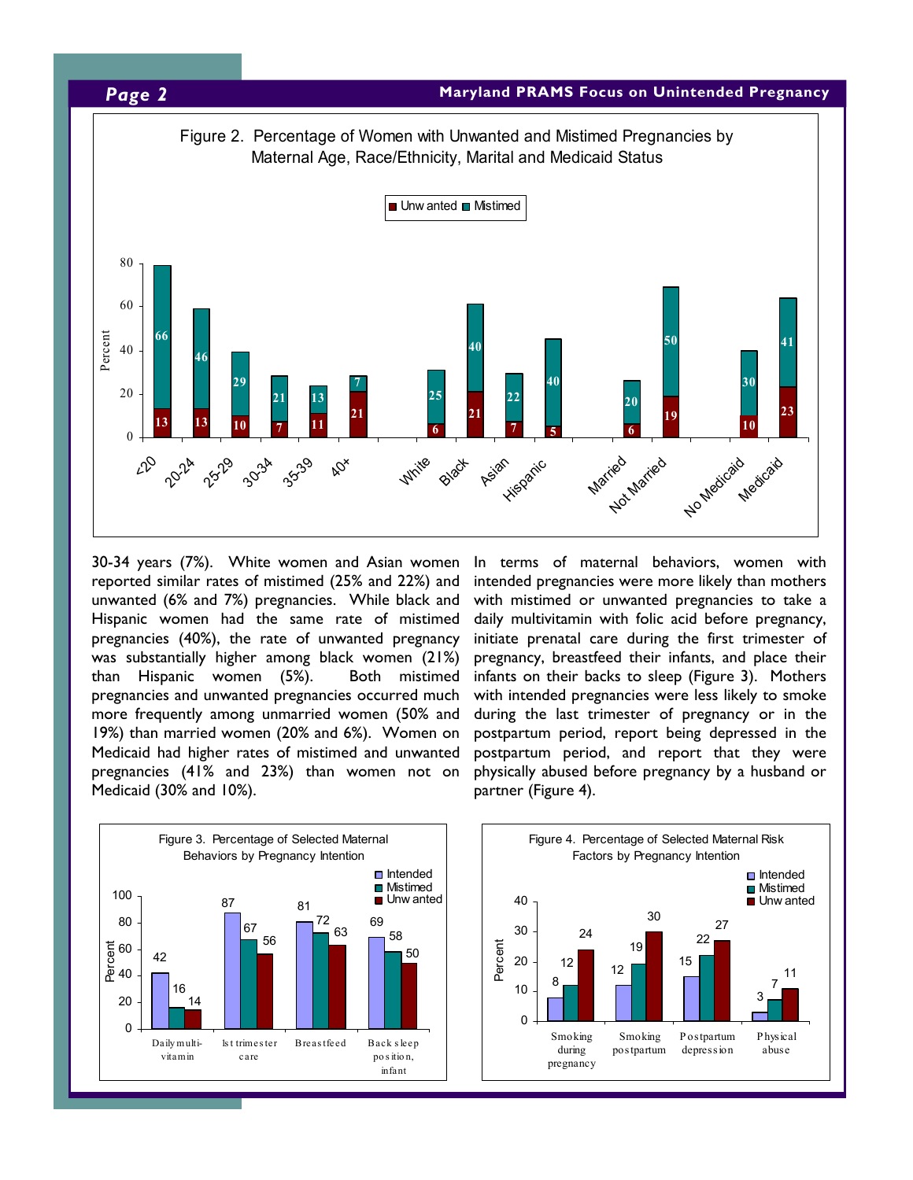Figure 2. Percentage of Women with Unwanted and Mistimed Pregnancies by Maternal Age, Race/Ethnicity, Marital and Medicaid Status

| Group | Unwanted | Mistimed |
|---|---|---|
| <20 | 13 | 66 |
| 20-24 | 13 | 46 |
| 25-29 | 10 | 29 |
| 30-34 | 7 | 21 |
| 35-39 | 11 | 13 |
| 40+ | 21 | 7 |
| White | 6 | 25 |
| Black | 21 | 40 |
| Asian | 7 | 22 |
| Hispanic | 5 | 40 |
| Married | 6 | 20 |
| Not Married | 19 | 50 |
| No Medicaid | 10 | 30 |
| Medicaid | 23 | 41 |

30-34 years (7%). White women and Asian women reported similar rates of mistimed (25% and 22%) and unwanted (6% and 7%) pregnancies. While black and Hispanic women had the same rate of mistimed pregnancies (40%), the rate of unwanted pregnancy was substantially higher among black women (21%) than Hispanic women (5%). Both mistimed pregnancies and unwanted pregnancies occurred much more frequently among unmarried women (50% and 19%) than married women (20% and 6%). Women on Medicaid had higher rates of mistimed and unwanted pregnancies (41% and 23%) than women not on Medicaid (30% and 10%).

In terms of maternal behaviors, women with intended pregnancies were more likely than mothers with mistimed or unwanted pregnancies to take a daily multivitamin with folic acid before pregnancy, initiate prenatal care during the first trimester of pregnancy, breastfeed their infants, and place their infants on their backs to sleep (Figure 3). Mothers with intended pregnancies were less likely to smoke during the last trimester of pregnancy or in the postpartum period, report being depressed in the postpartum period, and report that they were physically abused before pregnancy by a husband or partner (Figure 4).

Figure 3. Percentage of Selected Maternal Behaviors by Pregnancy Intention

| Behavior | Intended | Mistimed | Unwanted |
|---|---|---|---|
| Daily multi-vitamin | 42 | 16 | 14 |
| 1st trimester care | 87 | 67 | 56 |
| Breastfeed | 81 | 72 | 63 |
| Back sleep position, infant | 69 | 58 | 50 |

Figure 4. Percentage of Selected Maternal Risk Factors by Pregnancy Intention

| Risk Factor | Intended | Mistimed | Unwanted |
|---|---|---|---|
| Smoking during pregnancy | 8 | 12 | 24 |
| Smoking postpartum | 12 | 19 | 30 |
| Postpartum depression | 15 | 22 | 27 |
| Physical abuse | 3 | 7 | 11 |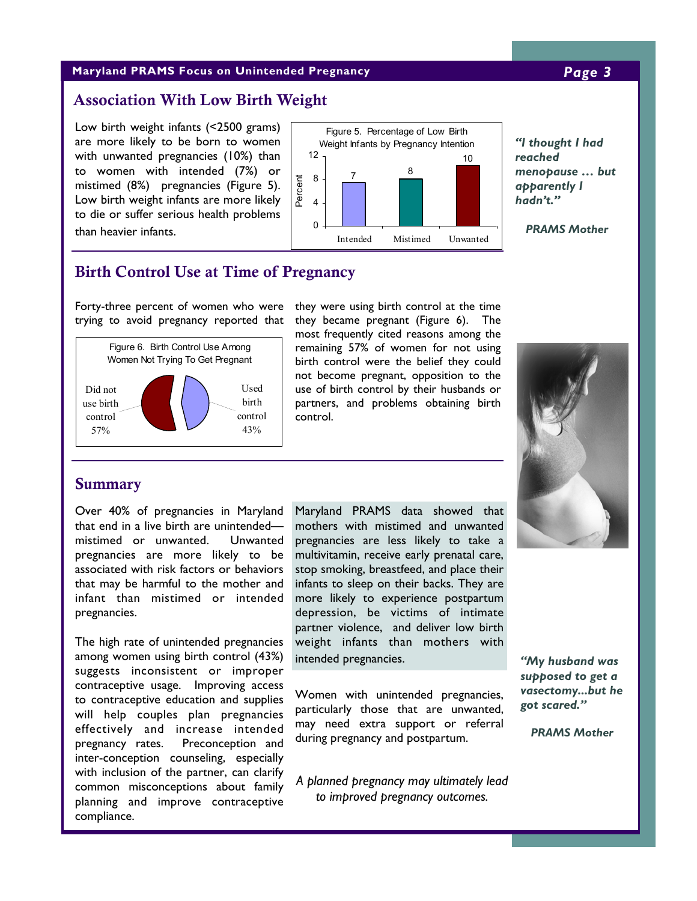## Association With Low Birth Weight

Low birth weight infants (<2500 grams) are more likely to be born to women with unwanted pregnancies (10%) than to women with intended (7%) or mistimed (8%) pregnancies (Figure 5). Low birth weight infants are more likely to die or suffer serious health problems than heavier infants.

Figure 5. Percentage of Low Birth Weight Infants by Pregnancy Intention

| Pregnancy Intention | Percent |
| --- | --- |
| Intended | 7 |
| Mistimed | 8 |
| Unwanted | 10 |

***"I thought I had reached menopause … but apparently I hadn't."***

***PRAMS Mother***

## Birth Control Use at Time of Pregnancy

Forty-three percent of women who were trying to avoid pregnancy reported that they were using birth control at the time they became pregnant (Figure 6). The most frequently cited reasons among the remaining 57% of women for not using birth control were the belief they could not become pregnant, opposition to the use of birth control by their husbands or partners, and problems obtaining birth control.

Figure 6. Birth Control Use Among Women Not Trying To Get Pregnant

| | Percent |
| --- | --- |
| Did not use birth control | 57% |
| Used birth control | 43% |

## Summary

Over 40% of pregnancies in Maryland that end in a live birth are unintended—mistimed or unwanted. Unwanted pregnancies are more likely to be associated with risk factors or behaviors that may be harmful to the mother and infant than mistimed or intended pregnancies.

The high rate of unintended pregnancies among women using birth control (43%) suggests inconsistent or improper contraceptive usage. Improving access to contraceptive education and supplies will help couples plan pregnancies effectively and increase intended pregnancy rates. Preconception and inter-conception counseling, especially with inclusion of the partner, can clarify common misconceptions about family planning and improve contraceptive compliance.

Maryland PRAMS data showed that mothers with mistimed and unwanted pregnancies are less likely to take a multivitamin, receive early prenatal care, stop smoking, breastfeed, and place their infants to sleep on their backs. They are more likely to experience postpartum depression, be victims of intimate partner violence, and deliver low birth weight infants than mothers with intended pregnancies.

Women with unintended pregnancies, particularly those that are unwanted, may need extra support or referral during pregnancy and postpartum.

*A planned pregnancy may ultimately lead to improved pregnancy outcomes.*

***"My husband was supposed to get a vasectomy…but he got scared."***

***PRAMS Mother***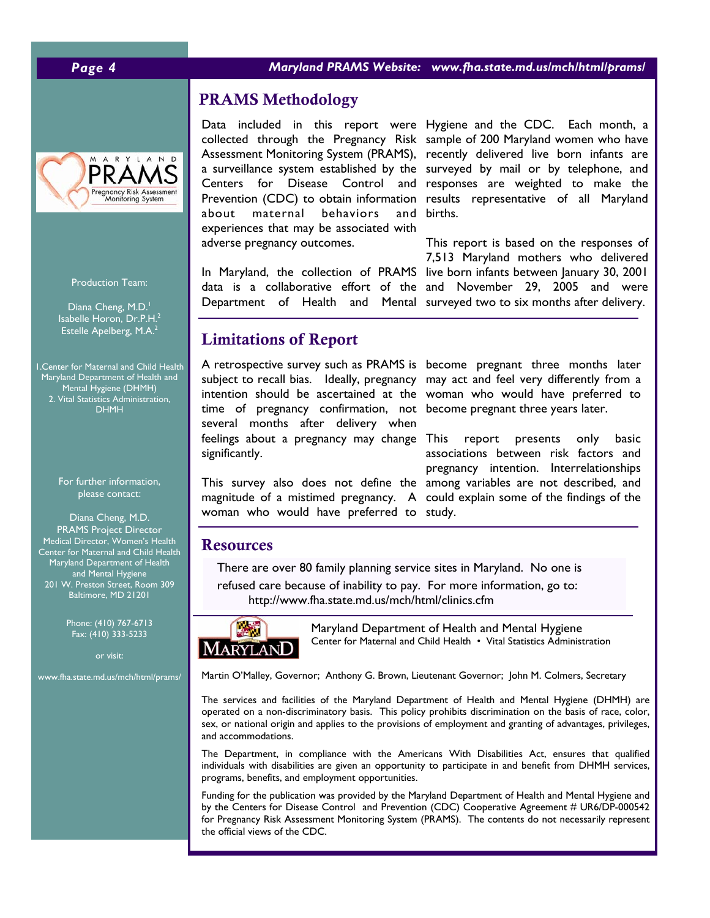## PRAMS Methodology

Data included in this report were collected through the Pregnancy Risk Assessment Monitoring System (PRAMS), a surveillance system established by the Centers for Disease Control and Prevention (CDC) to obtain information about maternal behaviors and experiences that may be associated with adverse pregnancy outcomes.

In Maryland, the collection of PRAMS data is a collaborative effort of the Department of Health and Mental Hygiene and the CDC. Each month, a sample of 200 Maryland women who have recently delivered live born infants are surveyed by mail or by telephone, and responses are weighted to make the results representative of all Maryland births.

This report is based on the responses of 7,513 Maryland mothers who delivered live born infants between January 30, 2001 and November 29, 2005 and were surveyed two to six months after delivery.

## Limitations of Report

A retrospective survey such as PRAMS is subject to recall bias. Ideally, pregnancy intention should be ascertained at the time of pregnancy confirmation, not several months after delivery when feelings about a pregnancy may change significantly.

This survey also does not define the magnitude of a mistimed pregnancy. A woman who would have preferred to become pregnant three months later may act and feel very differently from a woman who would have preferred to become pregnant three years later.

This report presents only basic associations between risk factors and pregnancy intention. Interrelationships among variables are not described, and could explain some of the findings of the study.

## Resources

There are over 80 family planning service sites in Maryland. No one is refused care because of inability to pay. For more information, go to: http://www.fha.state.md.us/mch/html/clinics.cfm

Maryland Department of Health and Mental Hygiene
Center for Maternal and Child Health • Vital Statistics Administration

Martin O'Malley, Governor; Anthony G. Brown, Lieutenant Governor; John M. Colmers, Secretary

The services and facilities of the Maryland Department of Health and Mental Hygiene (DHMH) are operated on a non-discriminatory basis. This policy prohibits discrimination on the basis of race, color, sex, or national origin and applies to the provisions of employment and granting of advantages, privileges, and accommodations.

The Department, in compliance with the Americans With Disabilities Act, ensures that qualified individuals with disabilities are given an opportunity to participate in and benefit from DHMH services, programs, benefits, and employment opportunities.

Funding for the publication was provided by the Maryland Department of Health and Mental Hygiene and by the Centers for Disease Control and Prevention (CDC) Cooperative Agreement # UR6/DP-000542 for Pregnancy Risk Assessment Monitoring System (PRAMS). The contents do not necessarily represent the official views of the CDC.

---

MARYLAND PRAMS
Pregnancy Risk Assessment Monitoring System

Production Team:

Diana Cheng, M.D.[1]
Isabelle Horon, Dr.P.H.[2]
Estelle Apelberg, M.A.[2]

1. Center for Maternal and Child Health Maryland Department of Health and Mental Hygiene (DHMH)
2. Vital Statistics Administration, DHMH

For further information, please contact:

Diana Cheng, M.D.
PRAMS Project Director
Medical Director, Women's Health
Center for Maternal and Child Health
Maryland Department of Health and Mental Hygiene
201 W. Preston Street, Room 309
Baltimore, MD 21201

Phone: (410) 767-6713
Fax: (410) 333-5233

or visit:

www.fha.state.md.us/mch/html/prams/